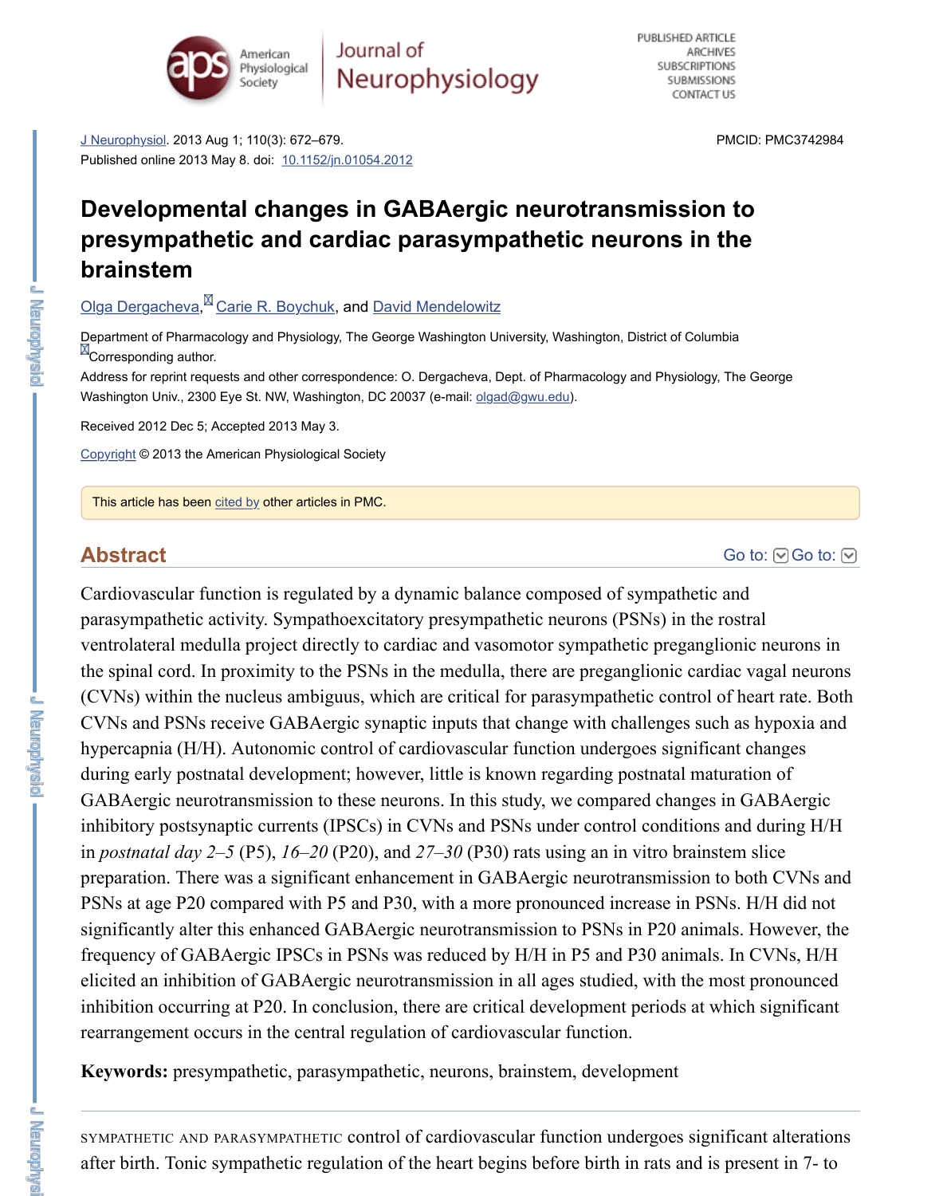J Neurophysiol. 2013 Aug 1; 110(3): 672–679.
Published online 2013 May 8. doi: 10.1152/jn.01054.2012

PMCID: PMC3742984

# Developmental changes in GABAergic neurotransmission to presympathetic and cardiac parasympathetic neurons in the brainstem

Olga Dergacheva, Carie R. Boychuk, and David Mendelowitz

Department of Pharmacology and Physiology, The George Washington University, Washington, District of Columbia

Corresponding author.

Address for reprint requests and other correspondence: O. Dergacheva, Dept. of Pharmacology and Physiology, The George Washington Univ., 2300 Eye St. NW, Washington, DC 20037 (e-mail: olgad@gwu.edu).

Received 2012 Dec 5; Accepted 2013 May 3.

Copyright © 2013 the American Physiological Society

This article has been cited by other articles in PMC.

## Abstract

Cardiovascular function is regulated by a dynamic balance composed of sympathetic and parasympathetic activity. Sympathoexcitatory presympathetic neurons (PSNs) in the rostral ventrolateral medulla project directly to cardiac and vasomotor sympathetic preganglionic neurons in the spinal cord. In proximity to the PSNs in the medulla, there are preganglionic cardiac vagal neurons (CVNs) within the nucleus ambiguus, which are critical for parasympathetic control of heart rate. Both CVNs and PSNs receive GABAergic synaptic inputs that change with challenges such as hypoxia and hypercapnia (H/H). Autonomic control of cardiovascular function undergoes significant changes during early postnatal development; however, little is known regarding postnatal maturation of GABAergic neurotransmission to these neurons. In this study, we compared changes in GABAergic inhibitory postsynaptic currents (IPSCs) in CVNs and PSNs under control conditions and during H/H in *postnatal day 2–5* (P5), *16–20* (P20), and *27–30* (P30) rats using an in vitro brainstem slice preparation. There was a significant enhancement in GABAergic neurotransmission to both CVNs and PSNs at age P20 compared with P5 and P30, with a more pronounced increase in PSNs. H/H did not significantly alter this enhanced GABAergic neurotransmission to PSNs in P20 animals. However, the frequency of GABAergic IPSCs in PSNs was reduced by H/H in P5 and P30 animals. In CVNs, H/H elicited an inhibition of GABAergic neurotransmission in all ages studied, with the most pronounced inhibition occurring at P20. In conclusion, there are critical development periods at which significant rearrangement occurs in the central regulation of cardiovascular function.

**Keywords:** presympathetic, parasympathetic, neurons, brainstem, development

---

Sympathetic and parasympathetic control of cardiovascular function undergoes significant alterations after birth. Tonic sympathetic regulation of the heart begins before birth in rats and is present in 7- to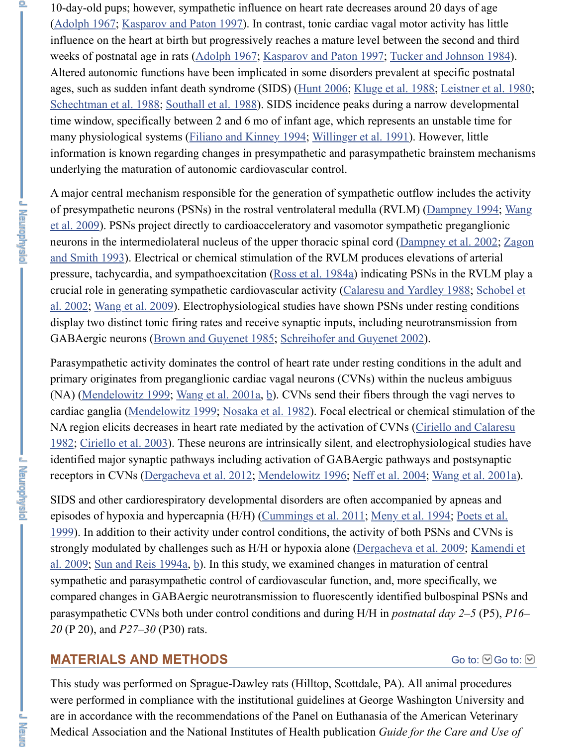10-day-old pups; however, sympathetic influence on heart rate decreases around 20 days of age (Adolph 1967; Kasparov and Paton 1997). In contrast, tonic cardiac vagal motor activity has little influence on the heart at birth but progressively reaches a mature level between the second and third weeks of postnatal age in rats (Adolph 1967; Kasparov and Paton 1997; Tucker and Johnson 1984). Altered autonomic functions have been implicated in some disorders prevalent at specific postnatal ages, such as sudden infant death syndrome (SIDS) (Hunt 2006; Kluge et al. 1988; Leistner et al. 1980; Schechtman et al. 1988; Southall et al. 1988). SIDS incidence peaks during a narrow developmental time window, specifically between 2 and 6 mo of infant age, which represents an unstable time for many physiological systems (Filiano and Kinney 1994; Willinger et al. 1991). However, little information is known regarding changes in presympathetic and parasympathetic brainstem mechanisms underlying the maturation of autonomic cardiovascular control.

A major central mechanism responsible for the generation of sympathetic outflow includes the activity of presympathetic neurons (PSNs) in the rostral ventrolateral medulla (RVLM) (Dampney 1994; Wang et al. 2009). PSNs project directly to cardioacceleratory and vasomotor sympathetic preganglionic neurons in the intermediolateral nucleus of the upper thoracic spinal cord (Dampney et al. 2002; Zagon and Smith 1993). Electrical or chemical stimulation of the RVLM produces elevations of arterial pressure, tachycardia, and sympathoexcitation (Ross et al. 1984a) indicating PSNs in the RVLM play a crucial role in generating sympathetic cardiovascular activity (Calaresu and Yardley 1988; Schobel et al. 2002; Wang et al. 2009). Electrophysiological studies have shown PSNs under resting conditions display two distinct tonic firing rates and receive synaptic inputs, including neurotransmission from GABAergic neurons (Brown and Guyenet 1985; Schreihofer and Guyenet 2002).

Parasympathetic activity dominates the control of heart rate under resting conditions in the adult and primary originates from preganglionic cardiac vagal neurons (CVNs) within the nucleus ambiguus (NA) (Mendelowitz 1999; Wang et al. 2001a, b). CVNs send their fibers through the vagi nerves to cardiac ganglia (Mendelowitz 1999; Nosaka et al. 1982). Focal electrical or chemical stimulation of the NA region elicits decreases in heart rate mediated by the activation of CVNs (Ciriello and Calaresu 1982; Ciriello et al. 2003). These neurons are intrinsically silent, and electrophysiological studies have identified major synaptic pathways including activation of GABAergic pathways and postsynaptic receptors in CVNs (Dergacheva et al. 2012; Mendelowitz 1996; Neff et al. 2004; Wang et al. 2001a).

SIDS and other cardiorespiratory developmental disorders are often accompanied by apneas and episodes of hypoxia and hypercapnia (H/H) (Cummings et al. 2011; Meny et al. 1994; Poets et al. 1999). In addition to their activity under control conditions, the activity of both PSNs and CVNs is strongly modulated by challenges such as H/H or hypoxia alone (Dergacheva et al. 2009; Kamendi et al. 2009; Sun and Reis 1994a, b). In this study, we examined changes in maturation of central sympathetic and parasympathetic control of cardiovascular function, and, more specifically, we compared changes in GABAergic neurotransmission to fluorescently identified bulbospinal PSNs and parasympathetic CVNs both under control conditions and during H/H in *postnatal day 2–5* (P5), *P16–20* (P 20), and *P27–30* (P30) rats.

## MATERIALS AND METHODS

This study was performed on Sprague-Dawley rats (Hilltop, Scottdale, PA). All animal procedures were performed in compliance with the institutional guidelines at George Washington University and are in accordance with the recommendations of the Panel on Euthanasia of the American Veterinary Medical Association and the National Institutes of Health publication *Guide for the Care and Use of*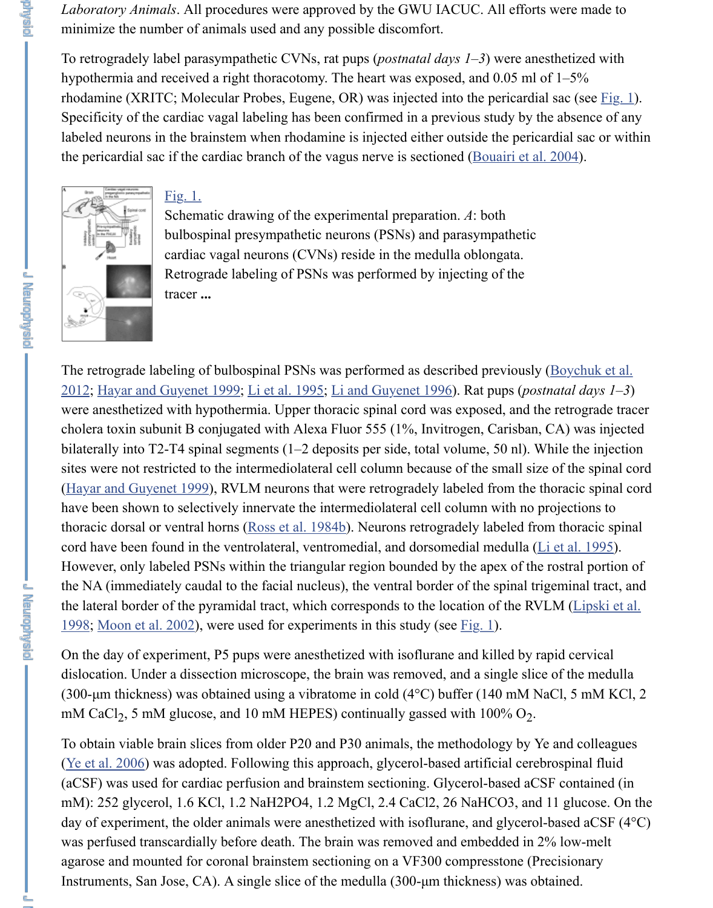*Laboratory Animals*. All procedures were approved by the GWU IACUC. All efforts were made to minimize the number of animals used and any possible discomfort.

To retrogradely label parasympathetic CVNs, rat pups (*postnatal days 1–3*) were anesthetized with hypothermia and received a right thoracotomy. The heart was exposed, and 0.05 ml of 1–5% rhodamine (XRITC; Molecular Probes, Eugene, OR) was injected into the pericardial sac (see Fig. 1). Specificity of the cardiac vagal labeling has been confirmed in a previous study by the absence of any labeled neurons in the brainstem when rhodamine is injected either outside the pericardial sac or within the pericardial sac if the cardiac branch of the vagus nerve is sectioned (Bouairi et al. 2004).

Fig. 1.

Schematic drawing of the experimental preparation. *A*: both bulbospinal presympathetic neurons (PSNs) and parasympathetic cardiac vagal neurons (CVNs) reside in the medulla oblongata. Retrograde labeling of PSNs was performed by injecting of the tracer **...**

The retrograde labeling of bulbospinal PSNs was performed as described previously (Boychuk et al. 2012; Hayar and Guyenet 1999; Li et al. 1995; Li and Guyenet 1996). Rat pups (*postnatal days 1–3*) were anesthetized with hypothermia. Upper thoracic spinal cord was exposed, and the retrograde tracer cholera toxin subunit B conjugated with Alexa Fluor 555 (1%, Invitrogen, Carisban, CA) was injected bilaterally into T2-T4 spinal segments (1–2 deposits per side, total volume, 50 nl). While the injection sites were not restricted to the intermediolateral cell column because of the small size of the spinal cord (Hayar and Guyenet 1999), RVLM neurons that were retrogradely labeled from the thoracic spinal cord have been shown to selectively innervate the intermediolateral cell column with no projections to thoracic dorsal or ventral horns (Ross et al. 1984b). Neurons retrogradely labeled from thoracic spinal cord have been found in the ventrolateral, ventromedial, and dorsomedial medulla (Li et al. 1995). However, only labeled PSNs within the triangular region bounded by the apex of the rostral portion of the NA (immediately caudal to the facial nucleus), the ventral border of the spinal trigeminal tract, and the lateral border of the pyramidal tract, which corresponds to the location of the RVLM (Lipski et al. 1998; Moon et al. 2002), were used for experiments in this study (see Fig. 1).

On the day of experiment, P5 pups were anesthetized with isoflurane and killed by rapid cervical dislocation. Under a dissection microscope, the brain was removed, and a single slice of the medulla (300-μm thickness) was obtained using a vibratome in cold (4°C) buffer (140 mM NaCl, 5 mM KCl, 2 mM $CaCl_2$, 5 mM glucose, and 10 mM HEPES) continually gassed with 100% $O_2$.

To obtain viable brain slices from older P20 and P30 animals, the methodology by Ye and colleagues (Ye et al. 2006) was adopted. Following this approach, glycerol-based artificial cerebrospinal fluid (aCSF) was used for cardiac perfusion and brainstem sectioning. Glycerol-based aCSF contained (in mM): 252 glycerol, 1.6 KCl, 1.2 NaH2PO4, 1.2 MgCl, 2.4 CaCl2, 26 NaHCO3, and 11 glucose. On the day of experiment, the older animals were anesthetized with isoflurane, and glycerol-based aCSF (4°C) was perfused transcardially before death. The brain was removed and embedded in 2% low-melt agarose and mounted for coronal brainstem sectioning on a VF300 compresstone (Precisionary Instruments, San Jose, CA). A single slice of the medulla (300-μm thickness) was obtained.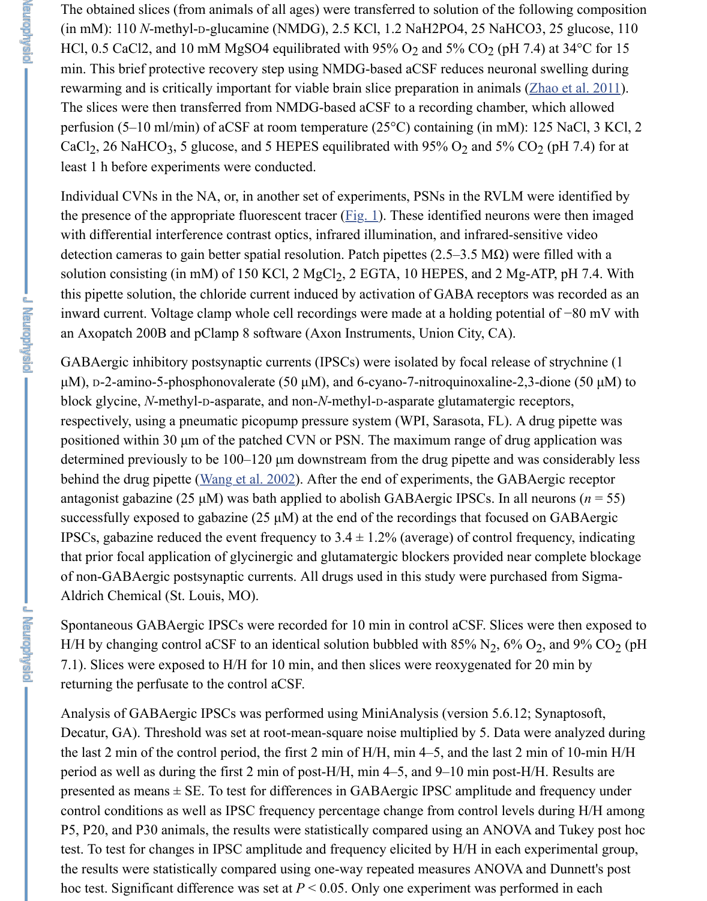The obtained slices (from animals of all ages) were transferred to solution of the following composition (in mM): 110 *N*-methyl-D-glucamine (NMDG), 2.5 KCl, 1.2 NaH2PO4, 25 NaHCO3, 25 glucose, 110 HCl, 0.5 CaCl2, and 10 mM MgSO4 equilibrated with 95% $O_2$ and 5% $CO_2$ (pH 7.4) at 34°C for 15 min. This brief protective recovery step using NMDG-based aCSF reduces neuronal swelling during rewarming and is critically important for viable brain slice preparation in animals (Zhao et al. 2011). The slices were then transferred from NMDG-based aCSF to a recording chamber, which allowed perfusion (5–10 ml/min) of aCSF at room temperature (25°C) containing (in mM): 125 NaCl, 3 KCl, 2 $CaCl_2$, 26 $NaHCO_3$, 5 glucose, and 5 HEPES equilibrated with 95% $O_2$ and 5% $CO_2$ (pH 7.4) for at least 1 h before experiments were conducted.

Individual CVNs in the NA, or, in another set of experiments, PSNs in the RVLM were identified by the presence of the appropriate fluorescent tracer (Fig. 1). These identified neurons were then imaged with differential interference contrast optics, infrared illumination, and infrared-sensitive video detection cameras to gain better spatial resolution. Patch pipettes (2.5–3.5 MΩ) were filled with a solution consisting (in mM) of 150 KCl, 2 $MgCl_2$, 2 EGTA, 10 HEPES, and 2 Mg-ATP, pH 7.4. With this pipette solution, the chloride current induced by activation of GABA receptors was recorded as an inward current. Voltage clamp whole cell recordings were made at a holding potential of −80 mV with an Axopatch 200B and pClamp 8 software (Axon Instruments, Union City, CA).

GABAergic inhibitory postsynaptic currents (IPSCs) were isolated by focal release of strychnine (1 μM), D-2-amino-5-phosphonovalerate (50 μM), and 6-cyano-7-nitroquinoxaline-2,3-dione (50 μM) to block glycine, *N*-methyl-D-asparate, and non-*N*-methyl-D-asparate glutamatergic receptors, respectively, using a pneumatic picopump pressure system (WPI, Sarasota, FL). A drug pipette was positioned within 30 μm of the patched CVN or PSN. The maximum range of drug application was determined previously to be 100–120 μm downstream from the drug pipette and was considerably less behind the drug pipette (Wang et al. 2002). After the end of experiments, the GABAergic receptor antagonist gabazine (25 μM) was bath applied to abolish GABAergic IPSCs. In all neurons ($n = 55$) successfully exposed to gabazine (25 μM) at the end of the recordings that focused on GABAergic IPSCs, gabazine reduced the event frequency to 3.4 ± 1.2% (average) of control frequency, indicating that prior focal application of glycinergic and glutamatergic blockers provided near complete blockage of non-GABAergic postsynaptic currents. All drugs used in this study were purchased from Sigma-Aldrich Chemical (St. Louis, MO).

Spontaneous GABAergic IPSCs were recorded for 10 min in control aCSF. Slices were then exposed to H/H by changing control aCSF to an identical solution bubbled with 85% $N_2$, 6% $O_2$, and 9% $CO_2$ (pH 7.1). Slices were exposed to H/H for 10 min, and then slices were reoxygenated for 20 min by returning the perfusate to the control aCSF.

Analysis of GABAergic IPSCs was performed using MiniAnalysis (version 5.6.12; Synaptosoft, Decatur, GA). Threshold was set at root-mean-square noise multiplied by 5. Data were analyzed during the last 2 min of the control period, the first 2 min of H/H, min 4–5, and the last 2 min of 10-min H/H period as well as during the first 2 min of post-H/H, min 4–5, and 9–10 min post-H/H. Results are presented as means ± SE. To test for differences in GABAergic IPSC amplitude and frequency under control conditions as well as IPSC frequency percentage change from control levels during H/H among P5, P20, and P30 animals, the results were statistically compared using an ANOVA and Tukey post hoc test. To test for changes in IPSC amplitude and frequency elicited by H/H in each experimental group, the results were statistically compared using one-way repeated measures ANOVA and Dunnett's post hoc test. Significant difference was set at $P < 0.05$. Only one experiment was performed in each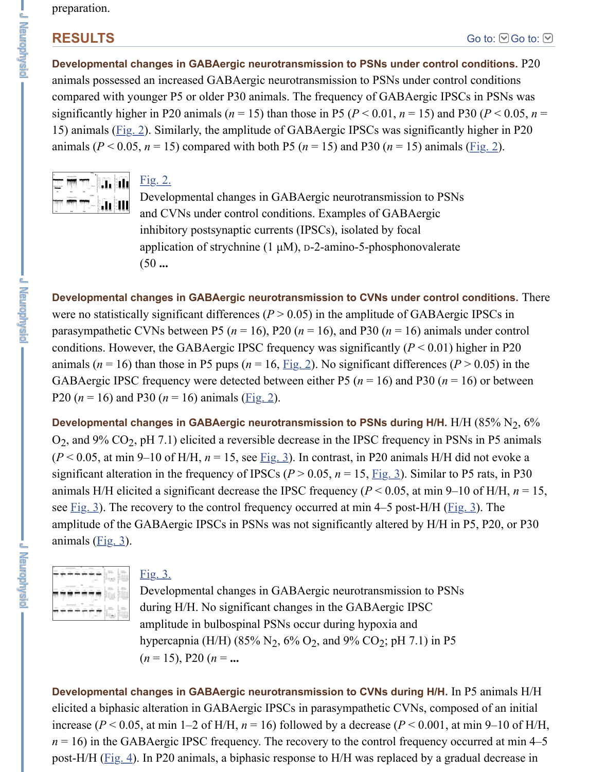preparation.

## RESULTS

**Developmental changes in GABAergic neurotransmission to PSNs under control conditions.** P20 animals possessed an increased GABAergic neurotransmission to PSNs under control conditions compared with younger P5 or older P30 animals. The frequency of GABAergic IPSCs in PSNs was significantly higher in P20 animals (*n* = 15) than those in P5 ($P < 0.01$, *n* = 15) and P30 ($P < 0.05$, *n* = 15) animals (Fig. 2). Similarly, the amplitude of GABAergic IPSCs was significantly higher in P20 animals ($P < 0.05$, *n* = 15) compared with both P5 (*n* = 15) and P30 (*n* = 15) animals (Fig. 2).

Fig. 2.

Developmental changes in GABAergic neurotransmission to PSNs and CVNs under control conditions. Examples of GABAergic inhibitory postsynaptic currents (IPSCs), isolated by focal application of strychnine (1 μM), D-2-amino-5-phosphonovalerate (50 ...

**Developmental changes in GABAergic neurotransmission to CVNs under control conditions.** There were no statistically significant differences ($P > 0.05$) in the amplitude of GABAergic IPSCs in parasympathetic CVNs between P5 (*n* = 16), P20 (*n* = 16), and P30 (*n* = 16) animals under control conditions. However, the GABAergic IPSC frequency was significantly ($P < 0.01$) higher in P20 animals (*n* = 16) than those in P5 pups (*n* = 16, Fig. 2). No significant differences ($P > 0.05$) in the GABAergic IPSC frequency were detected between either P5 (*n* = 16) and P30 (*n* = 16) or between P20 (*n* = 16) and P30 (*n* = 16) animals (Fig. 2).

**Developmental changes in GABAergic neurotransmission to PSNs during H/H.** H/H (85% $N_2$, 6% $O_2$, and 9% $CO_2$, pH 7.1) elicited a reversible decrease in the IPSC frequency in PSNs in P5 animals ($P < 0.05$, at min 9–10 of H/H, *n* = 15, see Fig. 3). In contrast, in P20 animals H/H did not evoke a significant alteration in the frequency of IPSCs ($P > 0.05$, *n* = 15, Fig. 3). Similar to P5 rats, in P30 animals H/H elicited a significant decrease the IPSC frequency ($P < 0.05$, at min 9–10 of H/H, *n* = 15, see Fig. 3). The recovery to the control frequency occurred at min 4–5 post-H/H (Fig. 3). The amplitude of the GABAergic IPSCs in PSNs was not significantly altered by H/H in P5, P20, or P30 animals (Fig. 3).

Fig. 3.

Developmental changes in GABAergic neurotransmission to PSNs during H/H. No significant changes in the GABAergic IPSC amplitude in bulbospinal PSNs occur during hypoxia and hypercapnia (H/H) (85% $N_2$, 6% $O_2$, and 9% $CO_2$; pH 7.1) in P5 (*n* = 15), P20 (*n* = ...

**Developmental changes in GABAergic neurotransmission to CVNs during H/H.** In P5 animals H/H elicited a biphasic alteration in GABAergic IPSCs in parasympathetic CVNs, composed of an initial increase ($P < 0.05$, at min 1–2 of H/H, *n* = 16) followed by a decrease ($P < 0.001$, at min 9–10 of H/H, *n* = 16) in the GABAergic IPSC frequency. The recovery to the control frequency occurred at min 4–5 post-H/H (Fig. 4). In P20 animals, a biphasic response to H/H was replaced by a gradual decrease in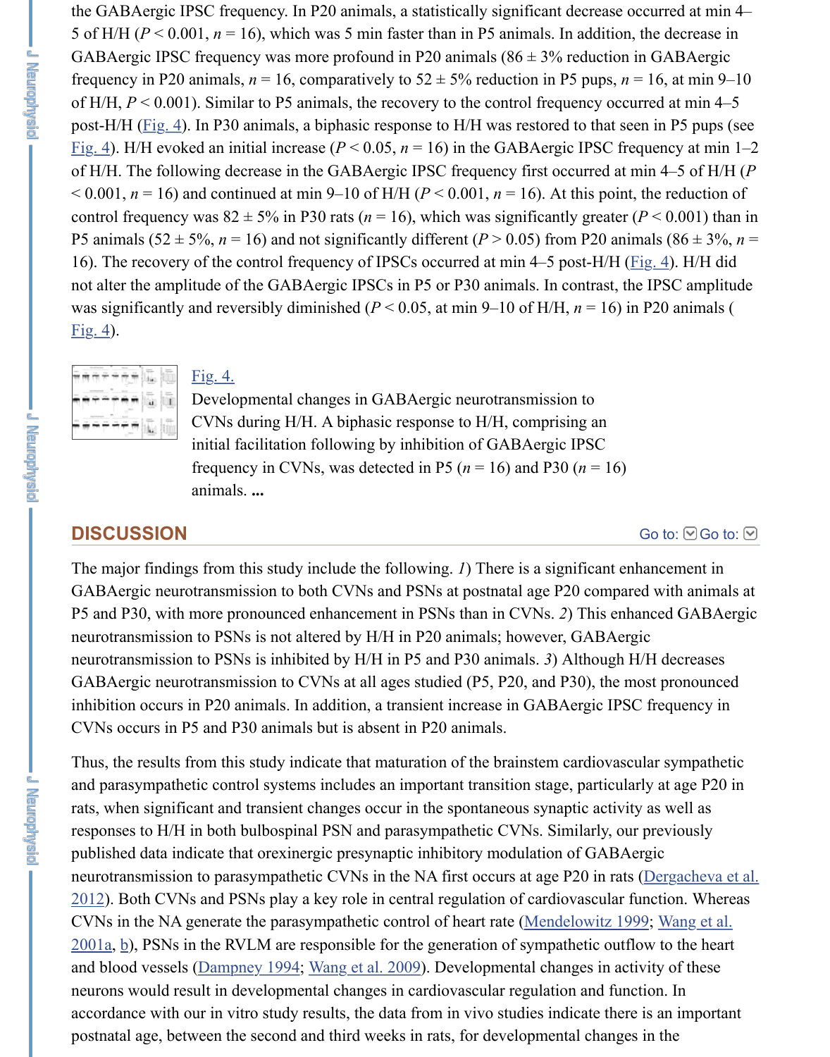the GABAergic IPSC frequency. In P20 animals, a statistically significant decrease occurred at min 4–5 of H/H ($P < 0.001$, $n = 16$), which was 5 min faster than in P5 animals. In addition, the decrease in GABAergic IPSC frequency was more profound in P20 animals (86 ± 3% reduction in GABAergic frequency in P20 animals, $n = 16$, comparatively to 52 ± 5% reduction in P5 pups, $n = 16$, at min 9–10 of H/H, $P < 0.001$). Similar to P5 animals, the recovery to the control frequency occurred at min 4–5 post-H/H (Fig. 4). In P30 animals, a biphasic response to H/H was restored to that seen in P5 pups (see Fig. 4). H/H evoked an initial increase ($P < 0.05$, $n = 16$) in the GABAergic IPSC frequency at min 1–2 of H/H. The following decrease in the GABAergic IPSC frequency first occurred at min 4–5 of H/H ($P < 0.001$, $n = 16$) and continued at min 9–10 of H/H ($P < 0.001$, $n = 16$). At this point, the reduction of control frequency was 82 ± 5% in P30 rats ($n = 16$), which was significantly greater ($P < 0.001$) than in P5 animals (52 ± 5%, $n = 16$) and not significantly different ($P > 0.05$) from P20 animals (86 ± 3%, $n = 16$). The recovery of the control frequency of IPSCs occurred at min 4–5 post-H/H (Fig. 4). H/H did not alter the amplitude of the GABAergic IPSCs in P5 or P30 animals. In contrast, the IPSC amplitude was significantly and reversibly diminished ($P < 0.05$, at min 9–10 of H/H, $n = 16$) in P20 animals (Fig. 4).

Fig. 4.

Developmental changes in GABAergic neurotransmission to CVNs during H/H. A biphasic response to H/H, comprising an initial facilitation following by inhibition of GABAergic IPSC frequency in CVNs, was detected in P5 ($n = 16$) and P30 ($n = 16$) animals. ...

## DISCUSSION

The major findings from this study include the following. *1*) There is a significant enhancement in GABAergic neurotransmission to both CVNs and PSNs at postnatal age P20 compared with animals at P5 and P30, with more pronounced enhancement in PSNs than in CVNs. *2*) This enhanced GABAergic neurotransmission to PSNs is not altered by H/H in P20 animals; however, GABAergic neurotransmission to PSNs is inhibited by H/H in P5 and P30 animals. *3*) Although H/H decreases GABAergic neurotransmission to CVNs at all ages studied (P5, P20, and P30), the most pronounced inhibition occurs in P20 animals. In addition, a transient increase in GABAergic IPSC frequency in CVNs occurs in P5 and P30 animals but is absent in P20 animals.

Thus, the results from this study indicate that maturation of the brainstem cardiovascular sympathetic and parasympathetic control systems includes an important transition stage, particularly at age P20 in rats, when significant and transient changes occur in the spontaneous synaptic activity as well as responses to H/H in both bulbospinal PSN and parasympathetic CVNs. Similarly, our previously published data indicate that orexinergic presynaptic inhibitory modulation of GABAergic neurotransmission to parasympathetic CVNs in the NA first occurs at age P20 in rats (Dergacheva et al. 2012). Both CVNs and PSNs play a key role in central regulation of cardiovascular function. Whereas CVNs in the NA generate the parasympathetic control of heart rate (Mendelowitz 1999; Wang et al. 2001a, b), PSNs in the RVLM are responsible for the generation of sympathetic outflow to the heart and blood vessels (Dampney 1994; Wang et al. 2009). Developmental changes in activity of these neurons would result in developmental changes in cardiovascular regulation and function. In accordance with our in vitro study results, the data from in vivo studies indicate there is an important postnatal age, between the second and third weeks in rats, for developmental changes in the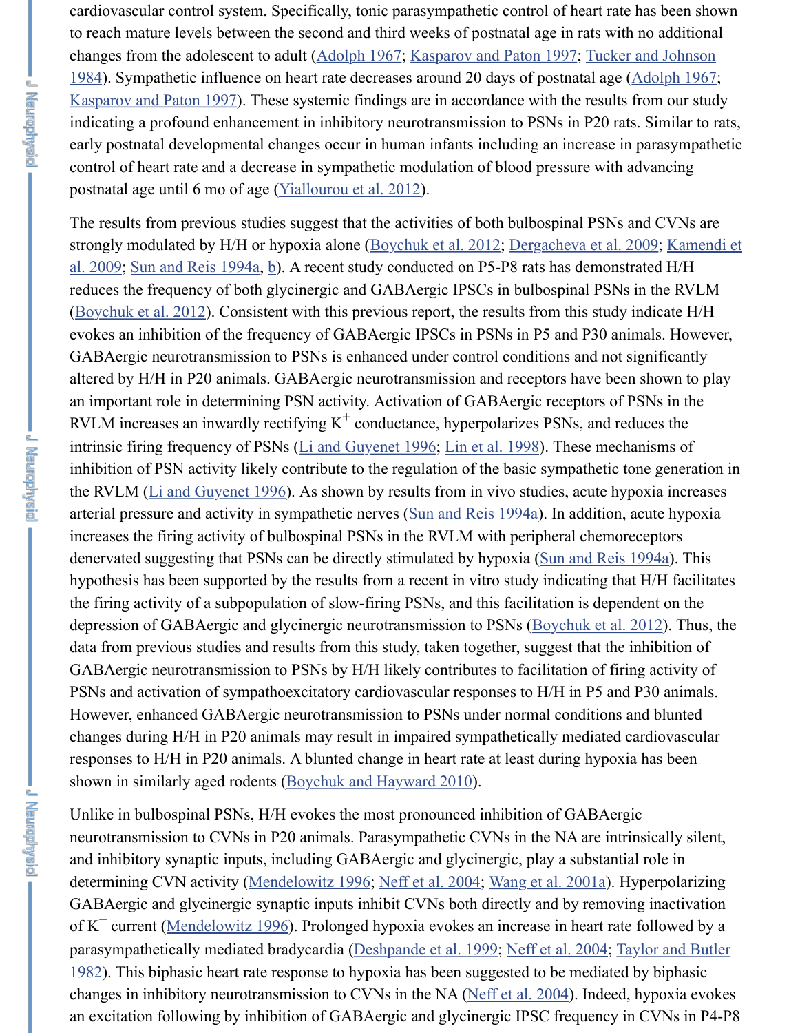cardiovascular control system. Specifically, tonic parasympathetic control of heart rate has been shown to reach mature levels between the second and third weeks of postnatal age in rats with no additional changes from the adolescent to adult (Adolph 1967; Kasparov and Paton 1997; Tucker and Johnson 1984). Sympathetic influence on heart rate decreases around 20 days of postnatal age (Adolph 1967; Kasparov and Paton 1997). These systemic findings are in accordance with the results from our study indicating a profound enhancement in inhibitory neurotransmission to PSNs in P20 rats. Similar to rats, early postnatal developmental changes occur in human infants including an increase in parasympathetic control of heart rate and a decrease in sympathetic modulation of blood pressure with advancing postnatal age until 6 mo of age (Yiallourou et al. 2012).

The results from previous studies suggest that the activities of both bulbospinal PSNs and CVNs are strongly modulated by H/H or hypoxia alone (Boychuk et al. 2012; Dergacheva et al. 2009; Kamendi et al. 2009; Sun and Reis 1994a, b). A recent study conducted on P5-P8 rats has demonstrated H/H reduces the frequency of both glycinergic and GABAergic IPSCs in bulbospinal PSNs in the RVLM (Boychuk et al. 2012). Consistent with this previous report, the results from this study indicate H/H evokes an inhibition of the frequency of GABAergic IPSCs in PSNs in P5 and P30 animals. However, GABAergic neurotransmission to PSNs is enhanced under control conditions and not significantly altered by H/H in P20 animals. GABAergic neurotransmission and receptors have been shown to play an important role in determining PSN activity. Activation of GABAergic receptors of PSNs in the RVLM increases an inwardly rectifying $K^+$ conductance, hyperpolarizes PSNs, and reduces the intrinsic firing frequency of PSNs (Li and Guyenet 1996; Lin et al. 1998). These mechanisms of inhibition of PSN activity likely contribute to the regulation of the basic sympathetic tone generation in the RVLM (Li and Guyenet 1996). As shown by results from in vivo studies, acute hypoxia increases arterial pressure and activity in sympathetic nerves (Sun and Reis 1994a). In addition, acute hypoxia increases the firing activity of bulbospinal PSNs in the RVLM with peripheral chemoreceptors denervated suggesting that PSNs can be directly stimulated by hypoxia (Sun and Reis 1994a). This hypothesis has been supported by the results from a recent in vitro study indicating that H/H facilitates the firing activity of a subpopulation of slow-firing PSNs, and this facilitation is dependent on the depression of GABAergic and glycinergic neurotransmission to PSNs (Boychuk et al. 2012). Thus, the data from previous studies and results from this study, taken together, suggest that the inhibition of GABAergic neurotransmission to PSNs by H/H likely contributes to facilitation of firing activity of PSNs and activation of sympathoexcitatory cardiovascular responses to H/H in P5 and P30 animals. However, enhanced GABAergic neurotransmission to PSNs under normal conditions and blunted changes during H/H in P20 animals may result in impaired sympathetically mediated cardiovascular responses to H/H in P20 animals. A blunted change in heart rate at least during hypoxia has been shown in similarly aged rodents (Boychuk and Hayward 2010).

Unlike in bulbospinal PSNs, H/H evokes the most pronounced inhibition of GABAergic neurotransmission to CVNs in P20 animals. Parasympathetic CVNs in the NA are intrinsically silent, and inhibitory synaptic inputs, including GABAergic and glycinergic, play a substantial role in determining CVN activity (Mendelowitz 1996; Neff et al. 2004; Wang et al. 2001a). Hyperpolarizing GABAergic and glycinergic synaptic inputs inhibit CVNs both directly and by removing inactivation of $K^+$ current (Mendelowitz 1996). Prolonged hypoxia evokes an increase in heart rate followed by a parasympathetically mediated bradycardia (Deshpande et al. 1999; Neff et al. 2004; Taylor and Butler 1982). This biphasic heart rate response to hypoxia has been suggested to be mediated by biphasic changes in inhibitory neurotransmission to CVNs in the NA (Neff et al. 2004). Indeed, hypoxia evokes an excitation following by inhibition of GABAergic and glycinergic IPSC frequency in CVNs in P4-P8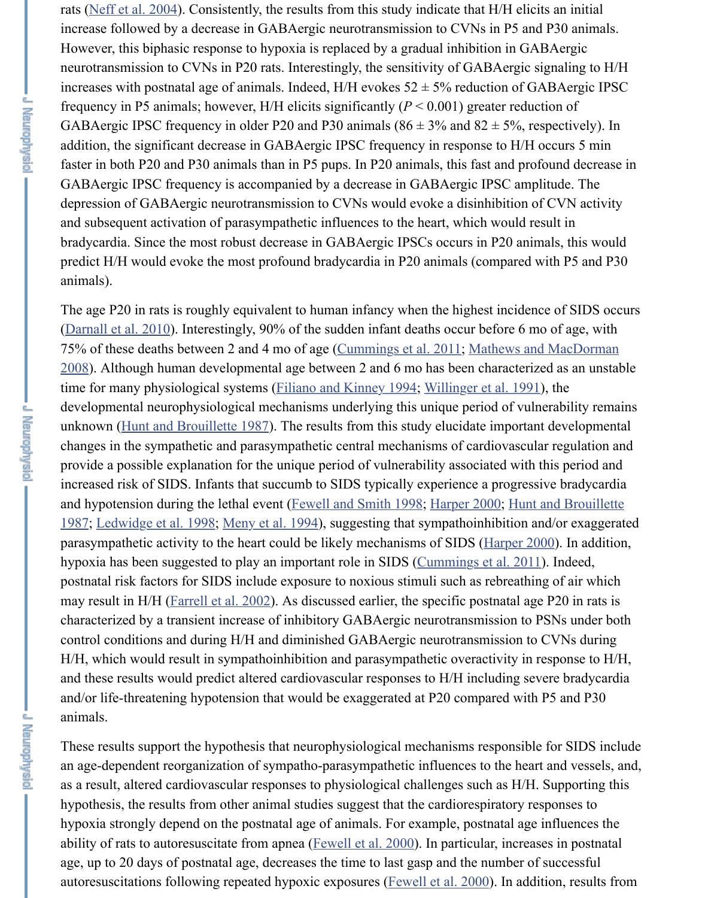rats (Neff et al. 2004). Consistently, the results from this study indicate that H/H elicits an initial increase followed by a decrease in GABAergic neurotransmission to CVNs in P5 and P30 animals. However, this biphasic response to hypoxia is replaced by a gradual inhibition in GABAergic neurotransmission to CVNs in P20 rats. Interestingly, the sensitivity of GABAergic signaling to H/H increases with postnatal age of animals. Indeed, H/H evokes 52 ± 5% reduction of GABAergic IPSC frequency in P5 animals; however, H/H elicits significantly ($P < 0.001$) greater reduction of GABAergic IPSC frequency in older P20 and P30 animals (86 ± 3% and 82 ± 5%, respectively). In addition, the significant decrease in GABAergic IPSC frequency in response to H/H occurs 5 min faster in both P20 and P30 animals than in P5 pups. In P20 animals, this fast and profound decrease in GABAergic IPSC frequency is accompanied by a decrease in GABAergic IPSC amplitude. The depression of GABAergic neurotransmission to CVNs would evoke a disinhibition of CVN activity and subsequent activation of parasympathetic influences to the heart, which would result in bradycardia. Since the most robust decrease in GABAergic IPSCs occurs in P20 animals, this would predict H/H would evoke the most profound bradycardia in P20 animals (compared with P5 and P30 animals).

The age P20 in rats is roughly equivalent to human infancy when the highest incidence of SIDS occurs (Darnall et al. 2010). Interestingly, 90% of the sudden infant deaths occur before 6 mo of age, with 75% of these deaths between 2 and 4 mo of age (Cummings et al. 2011; Mathews and MacDorman 2008). Although human developmental age between 2 and 6 mo has been characterized as an unstable time for many physiological systems (Filiano and Kinney 1994; Willinger et al. 1991), the developmental neurophysiological mechanisms underlying this unique period of vulnerability remains unknown (Hunt and Brouillette 1987). The results from this study elucidate important developmental changes in the sympathetic and parasympathetic central mechanisms of cardiovascular regulation and provide a possible explanation for the unique period of vulnerability associated with this period and increased risk of SIDS. Infants that succumb to SIDS typically experience a progressive bradycardia and hypotension during the lethal event (Fewell and Smith 1998; Harper 2000; Hunt and Brouillette 1987; Ledwidge et al. 1998; Meny et al. 1994), suggesting that sympathoinhibition and/or exaggerated parasympathetic activity to the heart could be likely mechanisms of SIDS (Harper 2000). In addition, hypoxia has been suggested to play an important role in SIDS (Cummings et al. 2011). Indeed, postnatal risk factors for SIDS include exposure to noxious stimuli such as rebreathing of air which may result in H/H (Farrell et al. 2002). As discussed earlier, the specific postnatal age P20 in rats is characterized by a transient increase of inhibitory GABAergic neurotransmission to PSNs under both control conditions and during H/H and diminished GABAergic neurotransmission to CVNs during H/H, which would result in sympathoinhibition and parasympathetic overactivity in response to H/H, and these results would predict altered cardiovascular responses to H/H including severe bradycardia and/or life-threatening hypotension that would be exaggerated at P20 compared with P5 and P30 animals.

These results support the hypothesis that neurophysiological mechanisms responsible for SIDS include an age-dependent reorganization of sympatho-parasympathetic influences to the heart and vessels, and, as a result, altered cardiovascular responses to physiological challenges such as H/H. Supporting this hypothesis, the results from other animal studies suggest that the cardiorespiratory responses to hypoxia strongly depend on the postnatal age of animals. For example, postnatal age influences the ability of rats to autoresuscitate from apnea (Fewell et al. 2000). In particular, increases in postnatal age, up to 20 days of postnatal age, decreases the time to last gasp and the number of successful autoresuscitations following repeated hypoxic exposures (Fewell et al. 2000). In addition, results from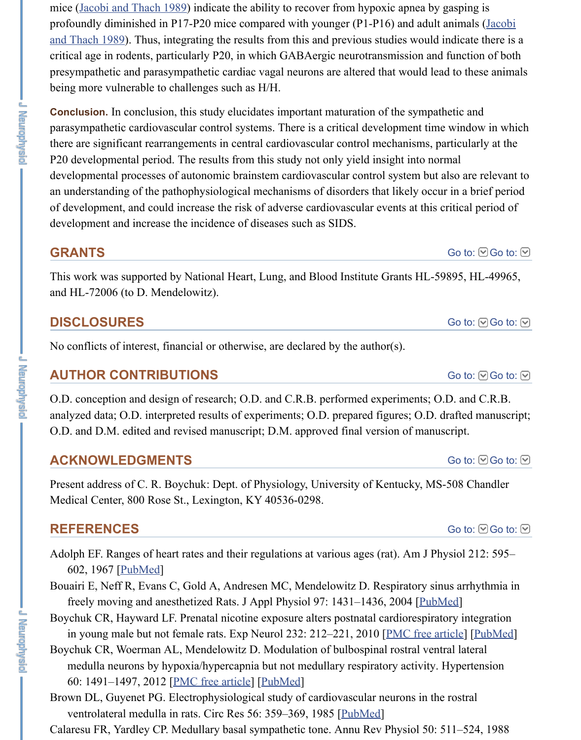mice (Jacobi and Thach 1989) indicate the ability to recover from hypoxic apnea by gasping is profoundly diminished in P17-P20 mice compared with younger (P1-P16) and adult animals (Jacobi and Thach 1989). Thus, integrating the results from this and previous studies would indicate there is a critical age in rodents, particularly P20, in which GABAergic neurotransmission and function of both presympathetic and parasympathetic cardiac vagal neurons are altered that would lead to these animals being more vulnerable to challenges such as H/H.

**Conclusion.** In conclusion, this study elucidates important maturation of the sympathetic and parasympathetic cardiovascular control systems. There is a critical development time window in which there are significant rearrangements in central cardiovascular control mechanisms, particularly at the P20 developmental period. The results from this study not only yield insight into normal developmental processes of autonomic brainstem cardiovascular control system but also are relevant to an understanding of the pathophysiological mechanisms of disorders that likely occur in a brief period of development, and could increase the risk of adverse cardiovascular events at this critical period of development and increase the incidence of diseases such as SIDS.

## GRANTS

This work was supported by National Heart, Lung, and Blood Institute Grants HL-59895, HL-49965, and HL-72006 (to D. Mendelowitz).

## DISCLOSURES

No conflicts of interest, financial or otherwise, are declared by the author(s).

## AUTHOR CONTRIBUTIONS

O.D. conception and design of research; O.D. and C.R.B. performed experiments; O.D. and C.R.B. analyzed data; O.D. interpreted results of experiments; O.D. prepared figures; O.D. drafted manuscript; O.D. and D.M. edited and revised manuscript; D.M. approved final version of manuscript.

## ACKNOWLEDGMENTS

Present address of C. R. Boychuk: Dept. of Physiology, University of Kentucky, MS-508 Chandler Medical Center, 800 Rose St., Lexington, KY 40536-0298.

## REFERENCES

- Adolph EF. Ranges of heart rates and their regulations at various ages (rat). Am J Physiol 212: 595–602, 1967 [PubMed]
- Bouairi E, Neff R, Evans C, Gold A, Andresen MC, Mendelowitz D. Respiratory sinus arrhythmia in freely moving and anesthetized Rats. J Appl Physiol 97: 1431–1436, 2004 [PubMed]
- Boychuk CR, Hayward LF. Prenatal nicotine exposure alters postnatal cardiorespiratory integration in young male but not female rats. Exp Neurol 232: 212–221, 2010 [PMC free article] [PubMed]
- Boychuk CR, Woerman AL, Mendelowitz D. Modulation of bulbospinal rostral ventral lateral medulla neurons by hypoxia/hypercapnia but not medullary respiratory activity. Hypertension 60: 1491–1497, 2012 [PMC free article] [PubMed]
- Brown DL, Guyenet PG. Electrophysiological study of cardiovascular neurons in the rostral ventrolateral medulla in rats. Circ Res 56: 359–369, 1985 [PubMed]
- Calaresu FR, Yardley CP. Medullary basal sympathetic tone. Annu Rev Physiol 50: 511–524, 1988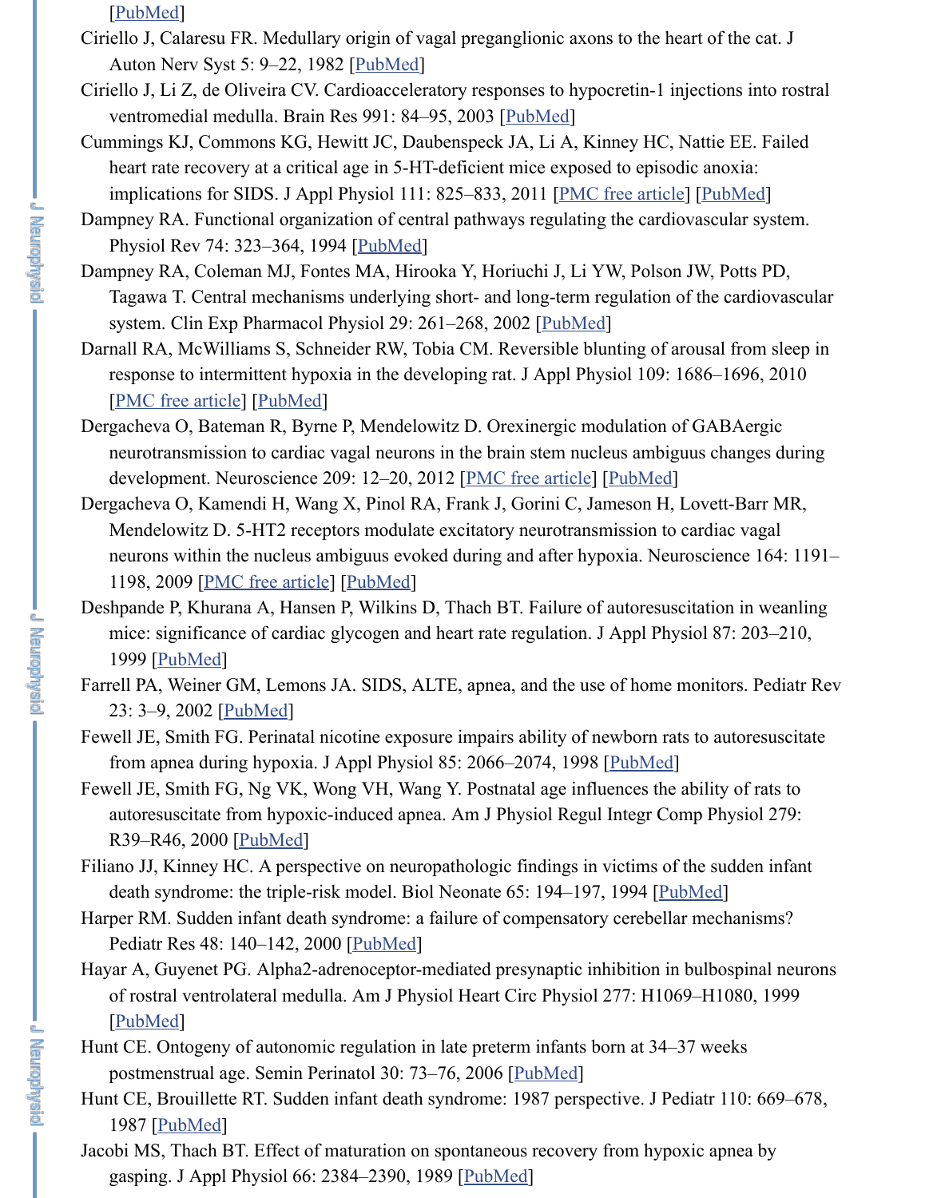[PubMed]

Ciriello J, Calaresu FR. Medullary origin of vagal preganglionic axons to the heart of the cat. J Auton Nerv Syst 5: 9–22, 1982 [PubMed]

Ciriello J, Li Z, de Oliveira CV. Cardioacceleratory responses to hypocretin-1 injections into rostral ventromedial medulla. Brain Res 991: 84–95, 2003 [PubMed]

Cummings KJ, Commons KG, Hewitt JC, Daubenspeck JA, Li A, Kinney HC, Nattie EE. Failed heart rate recovery at a critical age in 5-HT-deficient mice exposed to episodic anoxia: implications for SIDS. J Appl Physiol 111: 825–833, 2011 [PMC free article] [PubMed]

Dampney RA. Functional organization of central pathways regulating the cardiovascular system. Physiol Rev 74: 323–364, 1994 [PubMed]

Dampney RA, Coleman MJ, Fontes MA, Hirooka Y, Horiuchi J, Li YW, Polson JW, Potts PD, Tagawa T. Central mechanisms underlying short- and long-term regulation of the cardiovascular system. Clin Exp Pharmacol Physiol 29: 261–268, 2002 [PubMed]

Darnall RA, McWilliams S, Schneider RW, Tobia CM. Reversible blunting of arousal from sleep in response to intermittent hypoxia in the developing rat. J Appl Physiol 109: 1686–1696, 2010 [PMC free article] [PubMed]

Dergacheva O, Bateman R, Byrne P, Mendelowitz D. Orexinergic modulation of GABAergic neurotransmission to cardiac vagal neurons in the brain stem nucleus ambiguus changes during development. Neuroscience 209: 12–20, 2012 [PMC free article] [PubMed]

Dergacheva O, Kamendi H, Wang X, Pinol RA, Frank J, Gorini C, Jameson H, Lovett-Barr MR, Mendelowitz D. 5-HT2 receptors modulate excitatory neurotransmission to cardiac vagal neurons within the nucleus ambiguus evoked during and after hypoxia. Neuroscience 164: 1191–1198, 2009 [PMC free article] [PubMed]

Deshpande P, Khurana A, Hansen P, Wilkins D, Thach BT. Failure of autoresuscitation in weanling mice: significance of cardiac glycogen and heart rate regulation. J Appl Physiol 87: 203–210, 1999 [PubMed]

Farrell PA, Weiner GM, Lemons JA. SIDS, ALTE, apnea, and the use of home monitors. Pediatr Rev 23: 3–9, 2002 [PubMed]

Fewell JE, Smith FG. Perinatal nicotine exposure impairs ability of newborn rats to autoresuscitate from apnea during hypoxia. J Appl Physiol 85: 2066–2074, 1998 [PubMed]

Fewell JE, Smith FG, Ng VK, Wong VH, Wang Y. Postnatal age influences the ability of rats to autoresuscitate from hypoxic-induced apnea. Am J Physiol Regul Integr Comp Physiol 279: R39–R46, 2000 [PubMed]

Filiano JJ, Kinney HC. A perspective on neuropathologic findings in victims of the sudden infant death syndrome: the triple-risk model. Biol Neonate 65: 194–197, 1994 [PubMed]

Harper RM. Sudden infant death syndrome: a failure of compensatory cerebellar mechanisms? Pediatr Res 48: 140–142, 2000 [PubMed]

Hayar A, Guyenet PG. Alpha2-adrenoceptor-mediated presynaptic inhibition in bulbospinal neurons of rostral ventrolateral medulla. Am J Physiol Heart Circ Physiol 277: H1069–H1080, 1999 [PubMed]

Hunt CE. Ontogeny of autonomic regulation in late preterm infants born at 34–37 weeks postmenstrual age. Semin Perinatol 30: 73–76, 2006 [PubMed]

Hunt CE, Brouillette RT. Sudden infant death syndrome: 1987 perspective. J Pediatr 110: 669–678, 1987 [PubMed]

Jacobi MS, Thach BT. Effect of maturation on spontaneous recovery from hypoxic apnea by gasping. J Appl Physiol 66: 2384–2390, 1989 [PubMed]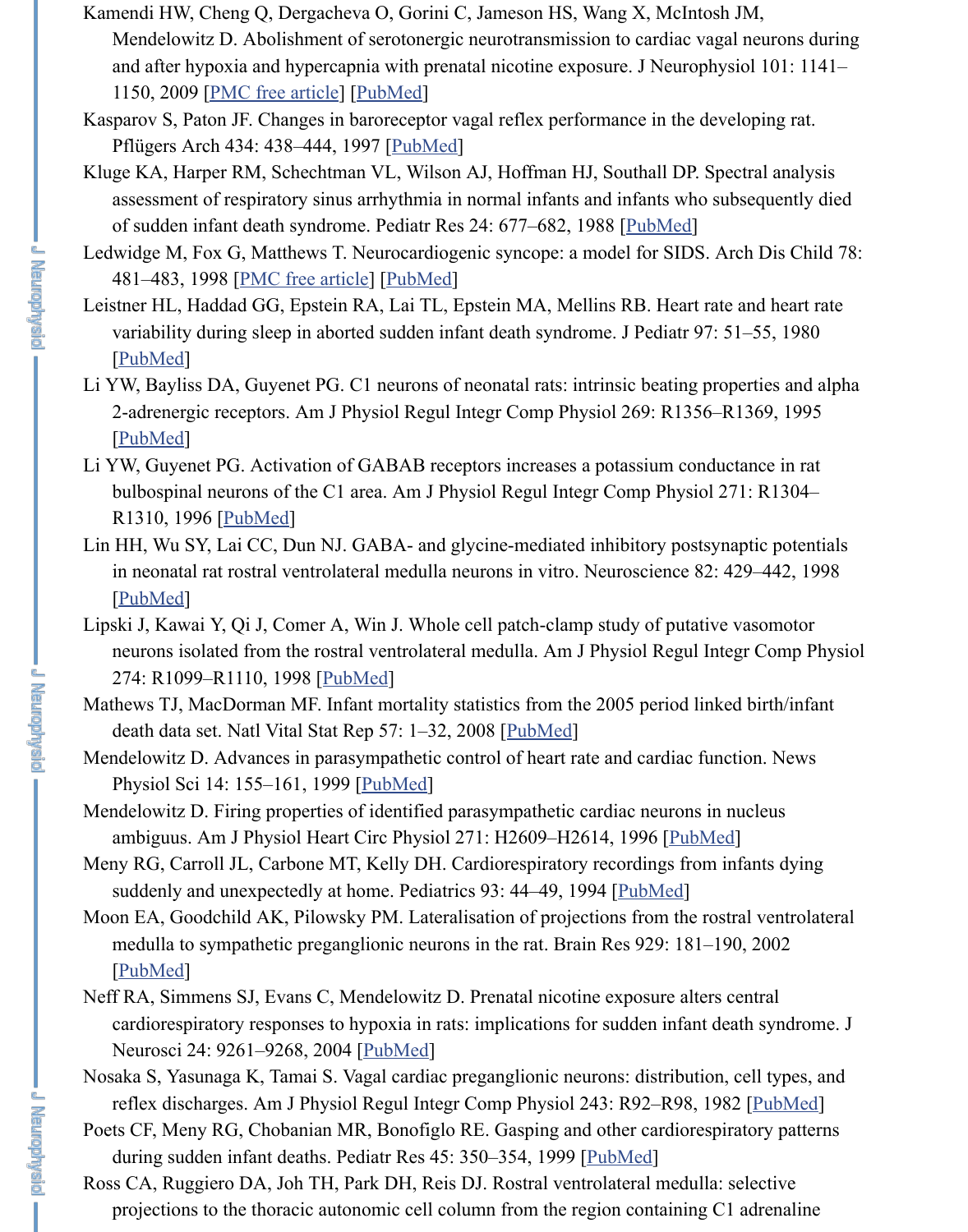Kamendi HW, Cheng Q, Dergacheva O, Gorini C, Jameson HS, Wang X, McIntosh JM, Mendelowitz D. Abolishment of serotonergic neurotransmission to cardiac vagal neurons during and after hypoxia and hypercapnia with prenatal nicotine exposure. J Neurophysiol 101: 1141–1150, 2009 [PMC free article] [PubMed]

Kasparov S, Paton JF. Changes in baroreceptor vagal reflex performance in the developing rat. Pflügers Arch 434: 438–444, 1997 [PubMed]

Kluge KA, Harper RM, Schechtman VL, Wilson AJ, Hoffman HJ, Southall DP. Spectral analysis assessment of respiratory sinus arrhythmia in normal infants and infants who subsequently died of sudden infant death syndrome. Pediatr Res 24: 677–682, 1988 [PubMed]

Ledwidge M, Fox G, Matthews T. Neurocardiogenic syncope: a model for SIDS. Arch Dis Child 78: 481–483, 1998 [PMC free article] [PubMed]

Leistner HL, Haddad GG, Epstein RA, Lai TL, Epstein MA, Mellins RB. Heart rate and heart rate variability during sleep in aborted sudden infant death syndrome. J Pediatr 97: 51–55, 1980 [PubMed]

Li YW, Bayliss DA, Guyenet PG. C1 neurons of neonatal rats: intrinsic beating properties and alpha 2-adrenergic receptors. Am J Physiol Regul Integr Comp Physiol 269: R1356–R1369, 1995 [PubMed]

Li YW, Guyenet PG. Activation of GABAB receptors increases a potassium conductance in rat bulbospinal neurons of the C1 area. Am J Physiol Regul Integr Comp Physiol 271: R1304–R1310, 1996 [PubMed]

Lin HH, Wu SY, Lai CC, Dun NJ. GABA- and glycine-mediated inhibitory postsynaptic potentials in neonatal rat rostral ventrolateral medulla neurons in vitro. Neuroscience 82: 429–442, 1998 [PubMed]

Lipski J, Kawai Y, Qi J, Comer A, Win J. Whole cell patch-clamp study of putative vasomotor neurons isolated from the rostral ventrolateral medulla. Am J Physiol Regul Integr Comp Physiol 274: R1099–R1110, 1998 [PubMed]

Mathews TJ, MacDorman MF. Infant mortality statistics from the 2005 period linked birth/infant death data set. Natl Vital Stat Rep 57: 1–32, 2008 [PubMed]

Mendelowitz D. Advances in parasympathetic control of heart rate and cardiac function. News Physiol Sci 14: 155–161, 1999 [PubMed]

Mendelowitz D. Firing properties of identified parasympathetic cardiac neurons in nucleus ambiguus. Am J Physiol Heart Circ Physiol 271: H2609–H2614, 1996 [PubMed]

Meny RG, Carroll JL, Carbone MT, Kelly DH. Cardiorespiratory recordings from infants dying suddenly and unexpectedly at home. Pediatrics 93: 44–49, 1994 [PubMed]

Moon EA, Goodchild AK, Pilowsky PM. Lateralisation of projections from the rostral ventrolateral medulla to sympathetic preganglionic neurons in the rat. Brain Res 929: 181–190, 2002 [PubMed]

Neff RA, Simmens SJ, Evans C, Mendelowitz D. Prenatal nicotine exposure alters central cardiorespiratory responses to hypoxia in rats: implications for sudden infant death syndrome. J Neurosci 24: 9261–9268, 2004 [PubMed]

Nosaka S, Yasunaga K, Tamai S. Vagal cardiac preganglionic neurons: distribution, cell types, and reflex discharges. Am J Physiol Regul Integr Comp Physiol 243: R92–R98, 1982 [PubMed]

Poets CF, Meny RG, Chobanian MR, Bonofiglo RE. Gasping and other cardiorespiratory patterns during sudden infant deaths. Pediatr Res 45: 350–354, 1999 [PubMed]

Ross CA, Ruggiero DA, Joh TH, Park DH, Reis DJ. Rostral ventrolateral medulla: selective projections to the thoracic autonomic cell column from the region containing C1 adrenaline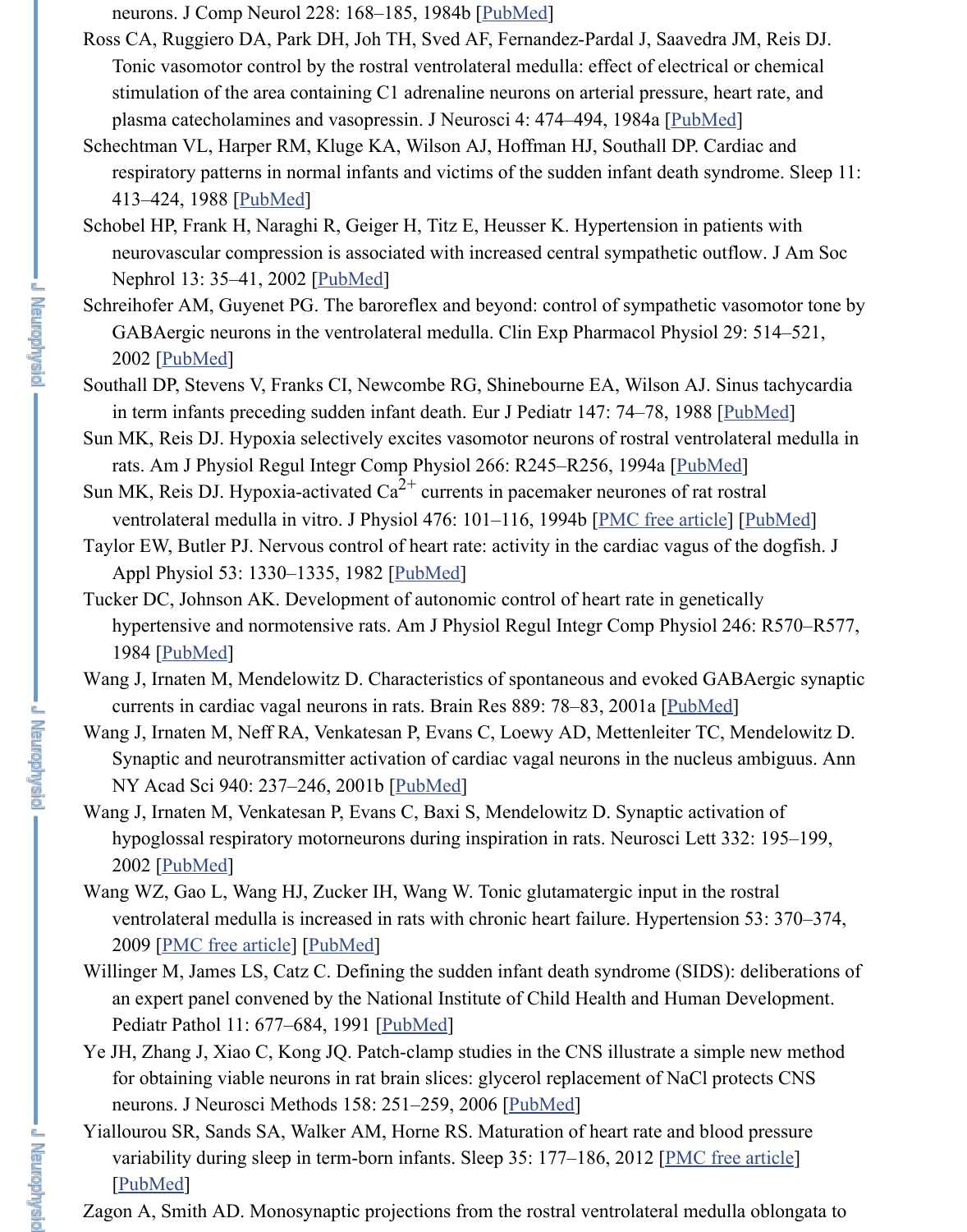neurons. J Comp Neurol 228: 168–185, 1984b [PubMed]

Ross CA, Ruggiero DA, Park DH, Joh TH, Sved AF, Fernandez-Pardal J, Saavedra JM, Reis DJ. Tonic vasomotor control by the rostral ventrolateral medulla: effect of electrical or chemical stimulation of the area containing C1 adrenaline neurons on arterial pressure, heart rate, and plasma catecholamines and vasopressin. J Neurosci 4: 474–494, 1984a [PubMed]

Schechtman VL, Harper RM, Kluge KA, Wilson AJ, Hoffman HJ, Southall DP. Cardiac and respiratory patterns in normal infants and victims of the sudden infant death syndrome. Sleep 11: 413–424, 1988 [PubMed]

Schobel HP, Frank H, Naraghi R, Geiger H, Titz E, Heusser K. Hypertension in patients with neurovascular compression is associated with increased central sympathetic outflow. J Am Soc Nephrol 13: 35–41, 2002 [PubMed]

Schreihofer AM, Guyenet PG. The baroreflex and beyond: control of sympathetic vasomotor tone by GABAergic neurons in the ventrolateral medulla. Clin Exp Pharmacol Physiol 29: 514–521, 2002 [PubMed]

Southall DP, Stevens V, Franks CI, Newcombe RG, Shinebourne EA, Wilson AJ. Sinus tachycardia in term infants preceding sudden infant death. Eur J Pediatr 147: 74–78, 1988 [PubMed]

Sun MK, Reis DJ. Hypoxia selectively excites vasomotor neurons of rostral ventrolateral medulla in rats. Am J Physiol Regul Integr Comp Physiol 266: R245–R256, 1994a [PubMed]

Sun MK, Reis DJ. Hypoxia-activated $Ca^{2+}$ currents in pacemaker neurones of rat rostral ventrolateral medulla in vitro. J Physiol 476: 101–116, 1994b [PMC free article] [PubMed]

Taylor EW, Butler PJ. Nervous control of heart rate: activity in the cardiac vagus of the dogfish. J Appl Physiol 53: 1330–1335, 1982 [PubMed]

Tucker DC, Johnson AK. Development of autonomic control of heart rate in genetically hypertensive and normotensive rats. Am J Physiol Regul Integr Comp Physiol 246: R570–R577, 1984 [PubMed]

Wang J, Irnaten M, Mendelowitz D. Characteristics of spontaneous and evoked GABAergic synaptic currents in cardiac vagal neurons in rats. Brain Res 889: 78–83, 2001a [PubMed]

Wang J, Irnaten M, Neff RA, Venkatesan P, Evans C, Loewy AD, Mettenleiter TC, Mendelowitz D. Synaptic and neurotransmitter activation of cardiac vagal neurons in the nucleus ambiguus. Ann NY Acad Sci 940: 237–246, 2001b [PubMed]

Wang J, Irnaten M, Venkatesan P, Evans C, Baxi S, Mendelowitz D. Synaptic activation of hypoglossal respiratory motorneurons during inspiration in rats. Neurosci Lett 332: 195–199, 2002 [PubMed]

Wang WZ, Gao L, Wang HJ, Zucker IH, Wang W. Tonic glutamatergic input in the rostral ventrolateral medulla is increased in rats with chronic heart failure. Hypertension 53: 370–374, 2009 [PMC free article] [PubMed]

Willinger M, James LS, Catz C. Defining the sudden infant death syndrome (SIDS): deliberations of an expert panel convened by the National Institute of Child Health and Human Development. Pediatr Pathol 11: 677–684, 1991 [PubMed]

Ye JH, Zhang J, Xiao C, Kong JQ. Patch-clamp studies in the CNS illustrate a simple new method for obtaining viable neurons in rat brain slices: glycerol replacement of NaCl protects CNS neurons. J Neurosci Methods 158: 251–259, 2006 [PubMed]

Yiallourou SR, Sands SA, Walker AM, Horne RS. Maturation of heart rate and blood pressure variability during sleep in term-born infants. Sleep 35: 177–186, 2012 [PMC free article] [PubMed]

Zagon A, Smith AD. Monosynaptic projections from the rostral ventrolateral medulla oblongata to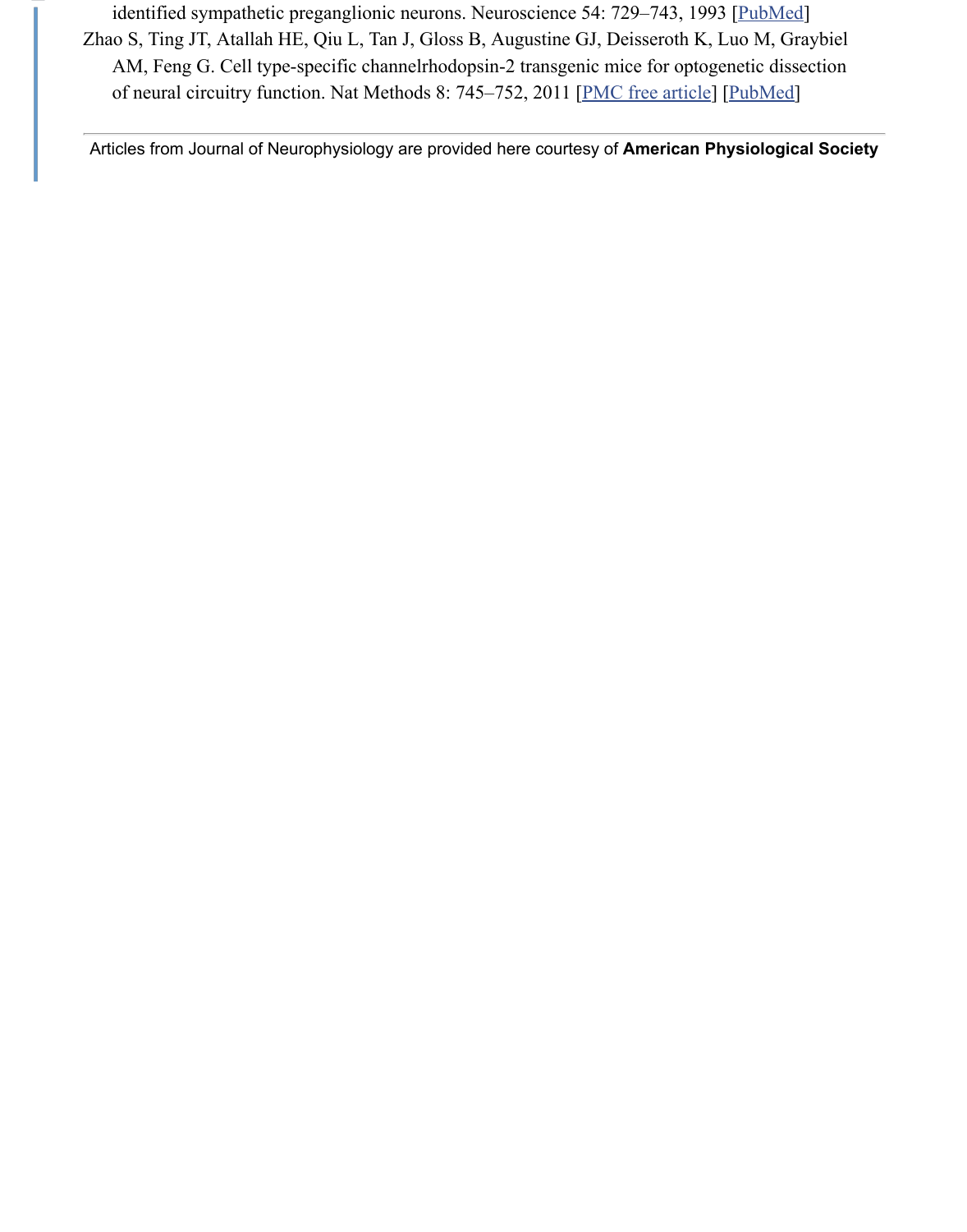identified sympathetic preganglionic neurons. Neuroscience 54: 729–743, 1993 [PubMed]

Zhao S, Ting JT, Atallah HE, Qiu L, Tan J, Gloss B, Augustine GJ, Deisseroth K, Luo M, Graybiel AM, Feng G. Cell type-specific channelrhodopsin-2 transgenic mice for optogenetic dissection of neural circuitry function. Nat Methods 8: 745–752, 2011 [PMC free article] [PubMed]

---

Articles from Journal of Neurophysiology are provided here courtesy of **American Physiological Society**